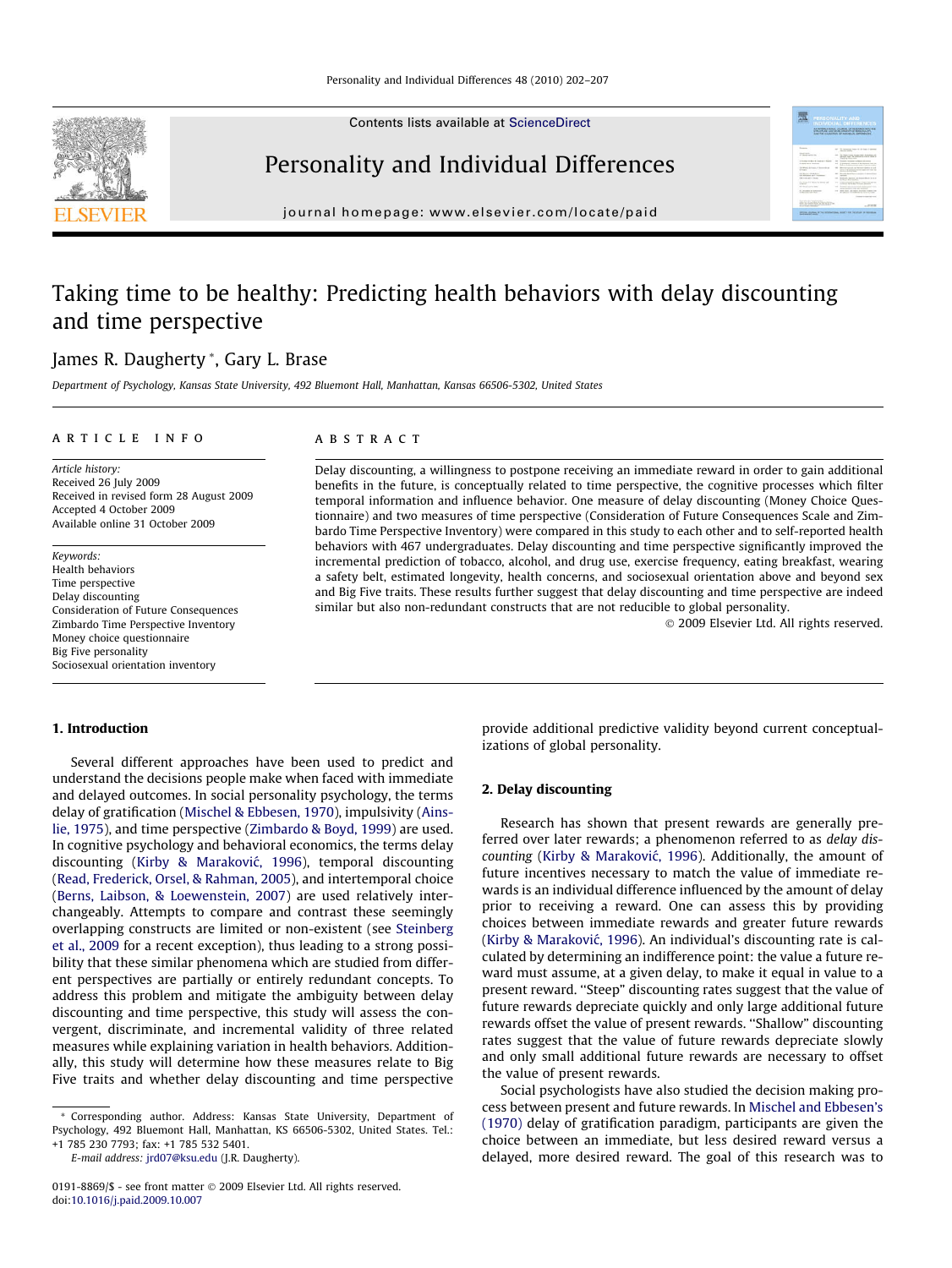# Taking time to be healthy: Predicting health behaviors with delay discounting and time perspective

James R. Daugherty *, Gary L. Brase

*Department of Psychology, Kansas State University, 492 Bluemont Hall, Manhattan, Kansas 66506-5302, United States*

## ARTICLE INFO

*Article history:*
Received 26 July 2009
Received in revised form 28 August 2009
Accepted 4 October 2009
Available online 31 October 2009

*Keywords:*
Health behaviors
Time perspective
Delay discounting
Consideration of Future Consequences
Zimbardo Time Perspective Inventory
Money choice questionnaire
Big Five personality
Sociosexual orientation inventory

## ABSTRACT

Delay discounting, a willingness to postpone receiving an immediate reward in order to gain additional benefits in the future, is conceptually related to time perspective, the cognitive processes which filter temporal information and influence behavior. One measure of delay discounting (Money Choice Questionnaire) and two measures of time perspective (Consideration of Future Consequences Scale and Zimbardo Time Perspective Inventory) were compared in this study to each other and to self-reported health behaviors with 467 undergraduates. Delay discounting and time perspective significantly improved the incremental prediction of tobacco, alcohol, and drug use, exercise frequency, eating breakfast, wearing a safety belt, estimated longevity, health concerns, and sociosexual orientation above and beyond sex and Big Five traits. These results further suggest that delay discounting and time perspective are indeed similar but also non-redundant constructs that are not reducible to global personality.

© 2009 Elsevier Ltd. All rights reserved.

## 1. Introduction

Several different approaches have been used to predict and understand the decisions people make when faced with immediate and delayed outcomes. In social personality psychology, the terms delay of gratification (Mischel & Ebbesen, 1970), impulsivity (Ainslie, 1975), and time perspective (Zimbardo & Boyd, 1999) are used. In cognitive psychology and behavioral economics, the terms delay discounting (Kirby & Maraković, 1996), temporal discounting (Read, Frederick, Orsel, & Rahman, 2005), and intertemporal choice (Berns, Laibson, & Loewenstein, 2007) are used relatively interchangeably. Attempts to compare and contrast these seemingly overlapping constructs are limited or non-existent (see Steinberg et al., 2009 for a recent exception), thus leading to a strong possibility that these similar phenomena which are studied from different perspectives are partially or entirely redundant concepts. To address this problem and mitigate the ambiguity between delay discounting and time perspective, this study will assess the convergent, discriminate, and incremental validity of three related measures while explaining variation in health behaviors. Additionally, this study will determine how these measures relate to Big Five traits and whether delay discounting and time perspective provide additional predictive validity beyond current conceptualizations of global personality.

## 2. Delay discounting

Research has shown that present rewards are generally preferred over later rewards; a phenomenon referred to as *delay discounting* (Kirby & Maraković, 1996). Additionally, the amount of future incentives necessary to match the value of immediate rewards is an individual difference influenced by the amount of delay prior to receiving a reward. One can assess this by providing choices between immediate rewards and greater future rewards (Kirby & Maraković, 1996). An individual's discounting rate is calculated by determining an indifference point: the value a future reward must assume, at a given delay, to make it equal in value to a present reward. "Steep" discounting rates suggest that the value of future rewards depreciate quickly and only large additional future rewards offset the value of present rewards. "Shallow" discounting rates suggest that the value of future rewards depreciate slowly and only small additional future rewards are necessary to offset the value of present rewards.

Social psychologists have also studied the decision making process between present and future rewards. In Mischel and Ebbesen's (1970) delay of gratification paradigm, participants are given the choice between an immediate, but less desired reward versus a delayed, more desired reward. The goal of this research was to

---

* Corresponding author. Address: Kansas State University, Department of Psychology, 492 Bluemont Hall, Manhattan, KS 66506-5302, United States. Tel.: +1 785 230 7793; fax: +1 785 532 5401.
*E-mail address:* jrd07@ksu.edu (J.R. Daugherty).

0191-8869/$ - see front matter © 2009 Elsevier Ltd. All rights reserved.
doi:10.1016/j.paid.2009.10.007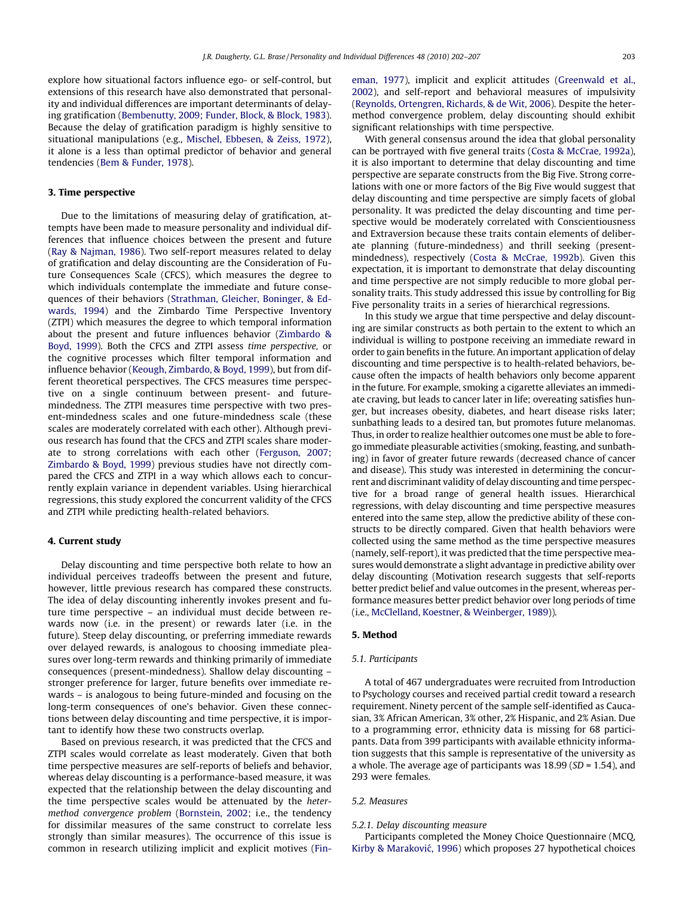explore how situational factors influence ego- or self-control, but extensions of this research have also demonstrated that personality and individual differences are important determinants of delaying gratification (Bembenutty, 2009; Funder, Block, & Block, 1983). Because the delay of gratification paradigm is highly sensitive to situational manipulations (e.g., Mischel, Ebbesen, & Zeiss, 1972), it alone is a less than optimal predictor of behavior and general tendencies (Bem & Funder, 1978).

## 3. Time perspective

Due to the limitations of measuring delay of gratification, attempts have been made to measure personality and individual differences that influence choices between the present and future (Ray & Najman, 1986). Two self-report measures related to delay of gratification and delay discounting are the Consideration of Future Consequences Scale (CFCS), which measures the degree to which individuals contemplate the immediate and future consequences of their behaviors (Strathman, Gleicher, Boninger, & Edwards, 1994) and the Zimbardo Time Perspective Inventory (ZTPI) which measures the degree to which temporal information about the present and future influences behavior (Zimbardo & Boyd, 1999). Both the CFCS and ZTPI assess *time perspective*, or the cognitive processes which filter temporal information and influence behavior (Keough, Zimbardo, & Boyd, 1999), but from different theoretical perspectives. The CFCS measures time perspective on a single continuum between present- and future-mindedness. The ZTPI measures time perspective with two present-mindedness scales and one future-mindedness scale (these scales are moderately correlated with each other). Although previous research has found that the CFCS and ZTPI scales share moderate to strong correlations with each other (Ferguson, 2007; Zimbardo & Boyd, 1999) previous studies have not directly compared the CFCS and ZTPI in a way which allows each to concurrently explain variance in dependent variables. Using hierarchical regressions, this study explored the concurrent validity of the CFCS and ZTPI while predicting health-related behaviors.

## 4. Current study

Delay discounting and time perspective both relate to how an individual perceives tradeoffs between the present and future, however, little previous research has compared these constructs. The idea of delay discounting inherently invokes present and future time perspective – an individual must decide between rewards now (i.e. in the present) or rewards later (i.e. in the future). Steep delay discounting, or preferring immediate rewards over delayed rewards, is analogous to choosing immediate pleasures over long-term rewards and thinking primarily of immediate consequences (present-mindedness). Shallow delay discounting – stronger preference for larger, future benefits over immediate rewards – is analogous to being future-minded and focusing on the long-term consequences of one's behavior. Given these connections between delay discounting and time perspective, it is important to identify how these two constructs overlap.

Based on previous research, it was predicted that the CFCS and ZTPI scales would correlate as least moderately. Given that both time perspective measures are self-reports of beliefs and behavior, whereas delay discounting is a performance-based measure, it was expected that the relationship between the delay discounting and the time perspective scales would be attenuated by the *hetermethod convergence problem* (Bornstein, 2002; i.e., the tendency for dissimilar measures of the same construct to correlate less strongly than similar measures). The occurrence of this issue is common in research utilizing implicit and explicit motives (Fineman, 1977), implicit and explicit attitudes (Greenwald et al., 2002), and self-report and behavioral measures of impulsivity (Reynolds, Ortengren, Richards, & de Wit, 2006). Despite the hetermethod convergence problem, delay discounting should exhibit significant relationships with time perspective.

With general consensus around the idea that global personality can be portrayed with five general traits (Costa & McCrae, 1992a), it is also important to determine that delay discounting and time perspective are separate constructs from the Big Five. Strong correlations with one or more factors of the Big Five would suggest that delay discounting and time perspective are simply facets of global personality. It was predicted the delay discounting and time perspective would be moderately correlated with Conscientiousness and Extraversion because these traits contain elements of deliberate planning (future-mindedness) and thrill seeking (present-mindedness), respectively (Costa & McCrae, 1992b). Given this expectation, it is important to demonstrate that delay discounting and time perspective are not simply reducible to more global personality traits. This study addressed this issue by controlling for Big Five personality traits in a series of hierarchical regressions.

In this study we argue that time perspective and delay discounting are similar constructs as both pertain to the extent to which an individual is willing to postpone receiving an immediate reward in order to gain benefits in the future. An important application of delay discounting and time perspective is to health-related behaviors, because often the impacts of health behaviors only become apparent in the future. For example, smoking a cigarette alleviates an immediate craving, but leads to cancer later in life; overeating satisfies hunger, but increases obesity, diabetes, and heart disease risks later; sunbathing leads to a desired tan, but promotes future melanomas. Thus, in order to realize healthier outcomes one must be able to forego immediate pleasurable activities (smoking, feasting, and sunbathing) in favor of greater future rewards (decreased chance of cancer and disease). This study was interested in determining the concurrent and discriminant validity of delay discounting and time perspective for a broad range of general health issues. Hierarchical regressions, with delay discounting and time perspective measures entered into the same step, allow the predictive ability of these constructs to be directly compared. Given that health behaviors were collected using the same method as the time perspective measures (namely, self-report), it was predicted that the time perspective measures would demonstrate a slight advantage in predictive ability over delay discounting (Motivation research suggests that self-reports better predict belief and value outcomes in the present, whereas performance measures better predict behavior over long periods of time (i.e., McClelland, Koestner, & Weinberger, 1989)).

## 5. Method

### 5.1. Participants

A total of 467 undergraduates were recruited from Introduction to Psychology courses and received partial credit toward a research requirement. Ninety percent of the sample self-identified as Caucasian, 3% African American, 3% other, 2% Hispanic, and 2% Asian. Due to a programming error, ethnicity data is missing for 68 participants. Data from 399 participants with available ethnicity information suggests that this sample is representative of the university as a whole. The average age of participants was 18.99 ($SD$ = 1.54), and 293 were females.

### 5.2. Measures

#### 5.2.1. Delay discounting measure

Participants completed the Money Choice Questionnaire (MCQ, Kirby & Maraković, 1996) which proposes 27 hypothetical choices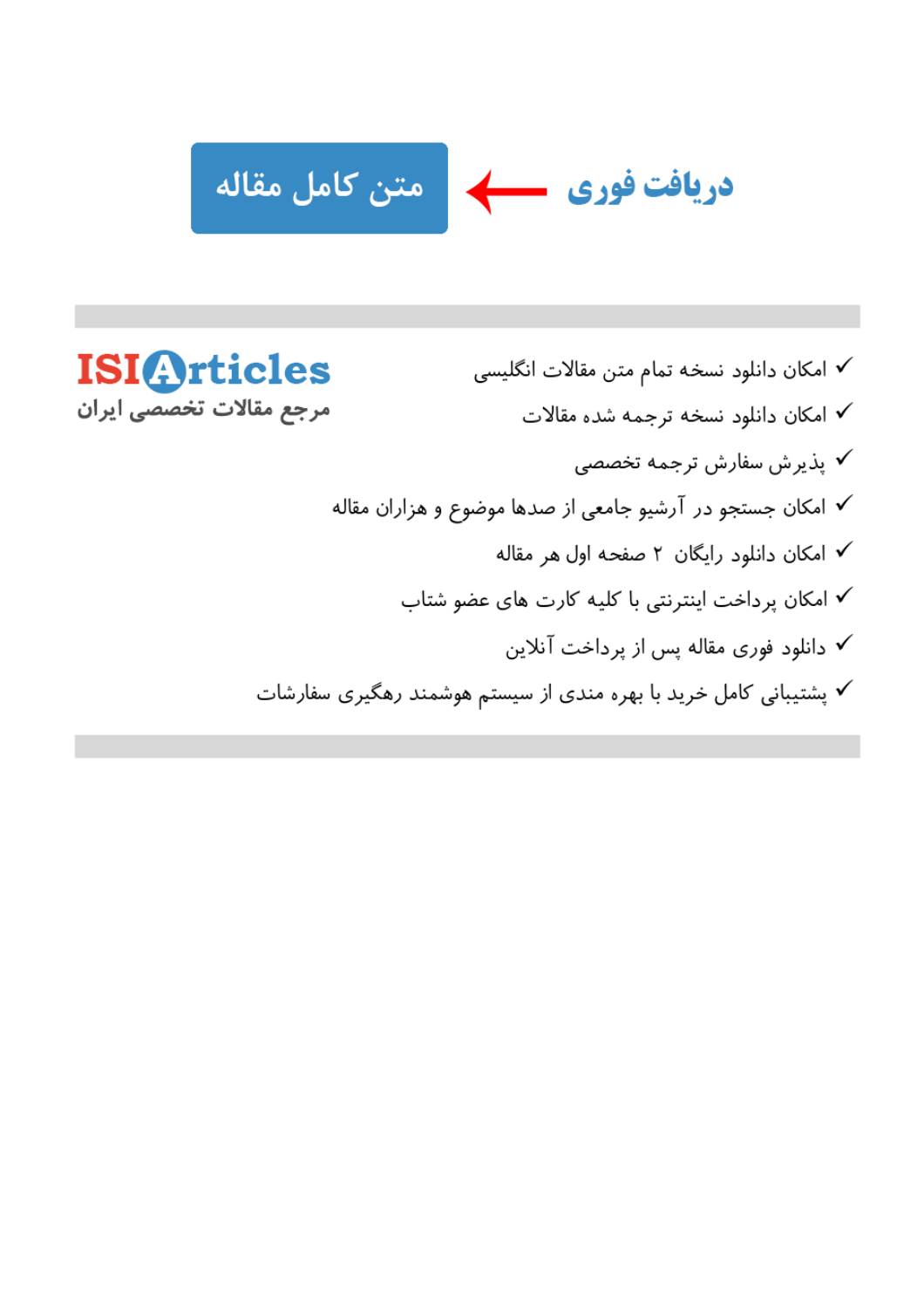دریافت فوری ← **متن کامل مقاله**

**ISIArticles**
مرجع مقالات تخصصی ایران

- ✓ امکان دانلود نسخه تمام متن مقالات انگلیسی
- ✓ امکان دانلود نسخه ترجمه شده مقالات
- ✓ پذیرش سفارش ترجمه تخصصی
- ✓ امکان جستجو در آرشیو جامعی از صدها موضوع و هزاران مقاله
- ✓ امکان دانلود رایگان ۲ صفحه اول هر مقاله
- ✓ امکان پرداخت اینترنتی با کلیه کارت های عضو شتاب
- ✓ دانلود فوری مقاله پس از پرداخت آنلاین
- ✓ پشتیبانی کامل خرید با بهره مندی از سیستم هوشمند رهگیری سفارشات